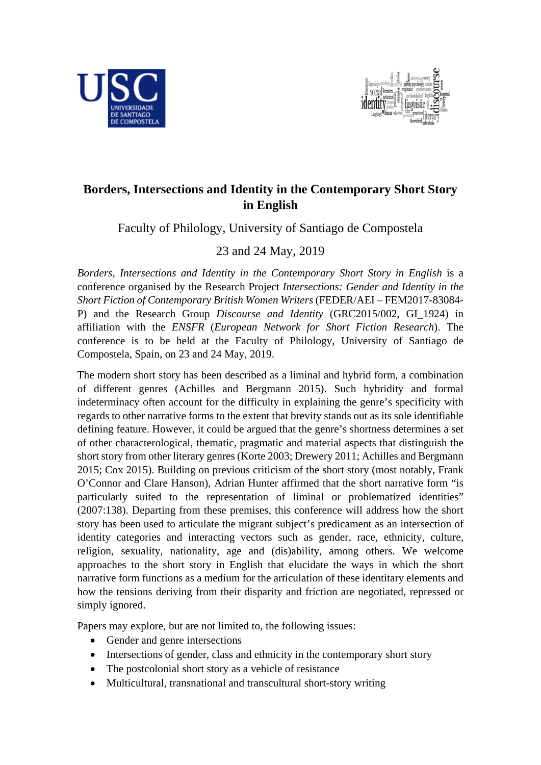# Borders, Intersections and Identity in the Contemporary Short Story in English

Faculty of Philology, University of Santiago de Compostela

23 and 24 May, 2019

*Borders, Intersections and Identity in the Contemporary Short Story in English* is a conference organised by the Research Project *Intersections: Gender and Identity in the Short Fiction of Contemporary British Women Writers* (FEDER/AEI – FEM2017-83084-P) and the Research Group *Discourse and Identity* (GRC2015/002, GI_1924) in affiliation with the *ENSFR* (*European Network for Short Fiction Research*). The conference is to be held at the Faculty of Philology, University of Santiago de Compostela, Spain, on 23 and 24 May, 2019.

The modern short story has been described as a liminal and hybrid form, a combination of different genres (Achilles and Bergmann 2015). Such hybridity and formal indeterminacy often account for the difficulty in explaining the genre's specificity with regards to other narrative forms to the extent that brevity stands out as its sole identifiable defining feature. However, it could be argued that the genre's shortness determines a set of other characterological, thematic, pragmatic and material aspects that distinguish the short story from other literary genres (Korte 2003; Drewery 2011; Achilles and Bergmann 2015; Cox 2015). Building on previous criticism of the short story (most notably, Frank O'Connor and Clare Hanson), Adrian Hunter affirmed that the short narrative form "is particularly suited to the representation of liminal or problematized identities" (2007:138). Departing from these premises, this conference will address how the short story has been used to articulate the migrant subject's predicament as an intersection of identity categories and interacting vectors such as gender, race, ethnicity, culture, religion, sexuality, nationality, age and (dis)ability, among others. We welcome approaches to the short story in English that elucidate the ways in which the short narrative form functions as a medium for the articulation of these identitary elements and how the tensions deriving from their disparity and friction are negotiated, repressed or simply ignored.

Papers may explore, but are not limited to, the following issues:

- Gender and genre intersections
- Intersections of gender, class and ethnicity in the contemporary short story
- The postcolonial short story as a vehicle of resistance
- Multicultural, transnational and transcultural short-story writing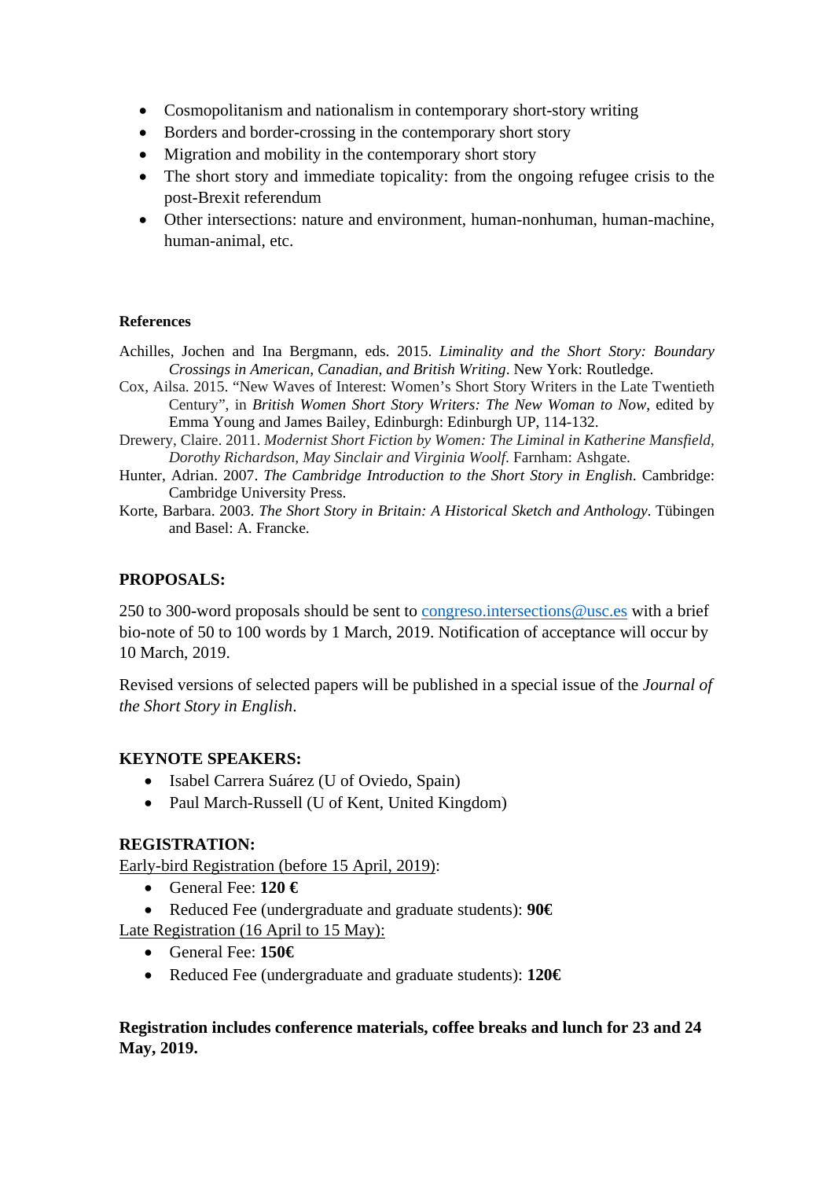- Cosmopolitanism and nationalism in contemporary short-story writing
- Borders and border-crossing in the contemporary short story
- Migration and mobility in the contemporary short story
- The short story and immediate topicality: from the ongoing refugee crisis to the post-Brexit referendum
- Other intersections: nature and environment, human-nonhuman, human-machine, human-animal, etc.

**References**

Achilles, Jochen and Ina Bergmann, eds. 2015. *Liminality and the Short Story: Boundary Crossings in American, Canadian, and British Writing*. New York: Routledge.

Cox, Ailsa. 2015. "New Waves of Interest: Women's Short Story Writers in the Late Twentieth Century", in *British Women Short Story Writers: The New Woman to Now*, edited by Emma Young and James Bailey, Edinburgh: Edinburgh UP, 114-132.

Drewery, Claire. 2011. *Modernist Short Fiction by Women: The Liminal in Katherine Mansfield, Dorothy Richardson, May Sinclair and Virginia Woolf*. Farnham: Ashgate.

Hunter, Adrian. 2007. *The Cambridge Introduction to the Short Story in English*. Cambridge: Cambridge University Press.

Korte, Barbara. 2003. *The Short Story in Britain: A Historical Sketch and Anthology*. Tübingen and Basel: A. Francke.

**PROPOSALS:**

250 to 300-word proposals should be sent to congreso.intersections@usc.es with a brief bio-note of 50 to 100 words by 1 March, 2019. Notification of acceptance will occur by 10 March, 2019.

Revised versions of selected papers will be published in a special issue of the *Journal of the Short Story in English*.

**KEYNOTE SPEAKERS:**

- Isabel Carrera Suárez (U of Oviedo, Spain)
- Paul March-Russell (U of Kent, United Kingdom)

**REGISTRATION:**

Early-bird Registration (before 15 April, 2019):

- General Fee: **120 €**
- Reduced Fee (undergraduate and graduate students): **90€**

Late Registration (16 April to 15 May):

- General Fee: **150€**
- Reduced Fee (undergraduate and graduate students): **120€**

**Registration includes conference materials, coffee breaks and lunch for 23 and 24 May, 2019.**